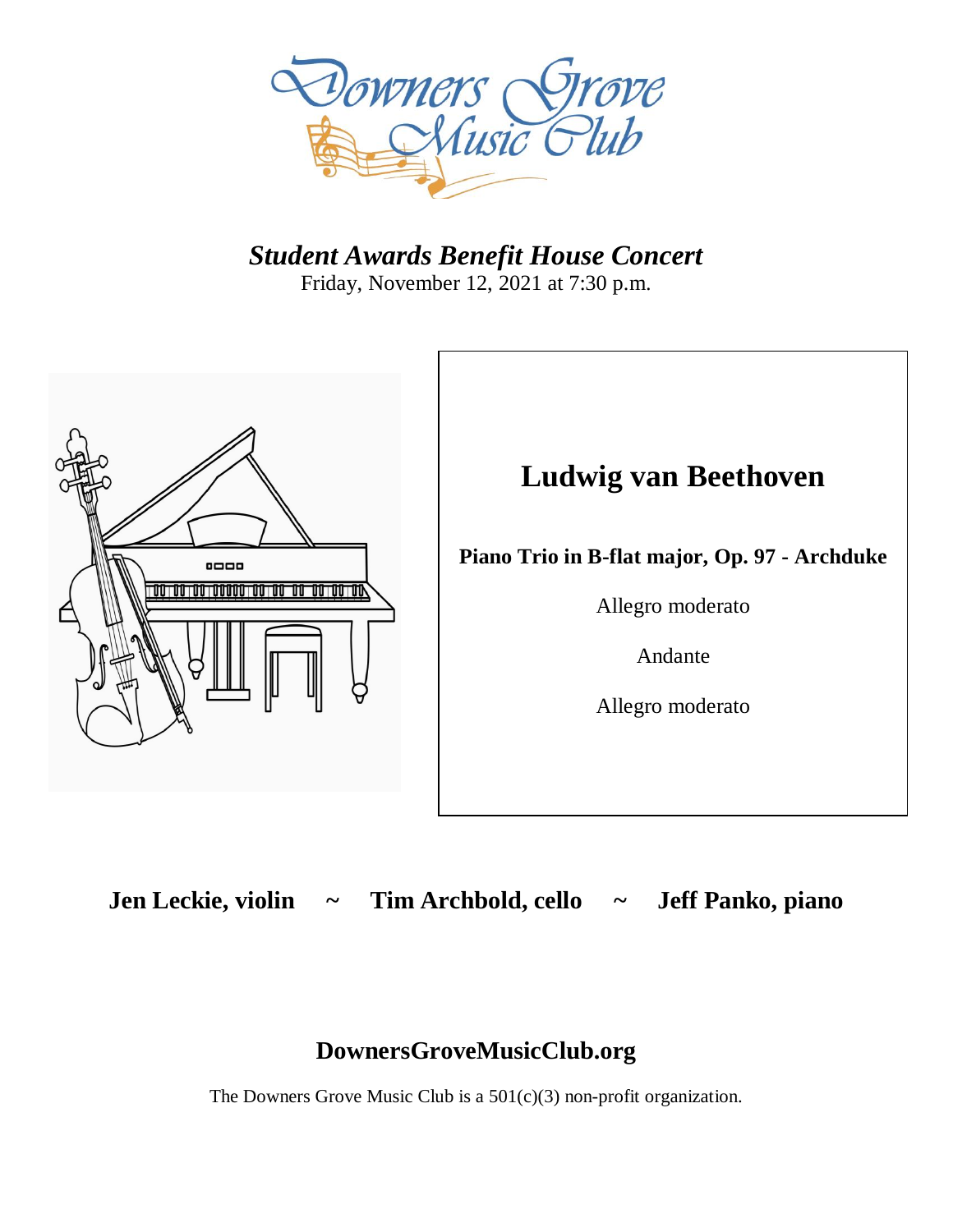# Downers Grove Music Club

***Student Awards Benefit House Concert***

Friday, November 12, 2021 at 7:30 p.m.

## Ludwig van Beethoven

**Piano Trio in B-flat major, Op. 97 - Archduke**

Allegro moderato

Andante

Allegro moderato

**Jen Leckie, violin ~ Tim Archbold, cello ~ Jeff Panko, piano**

**DownersGroveMusicClub.org**

The Downers Grove Music Club is a 501(c)(3) non-profit organization.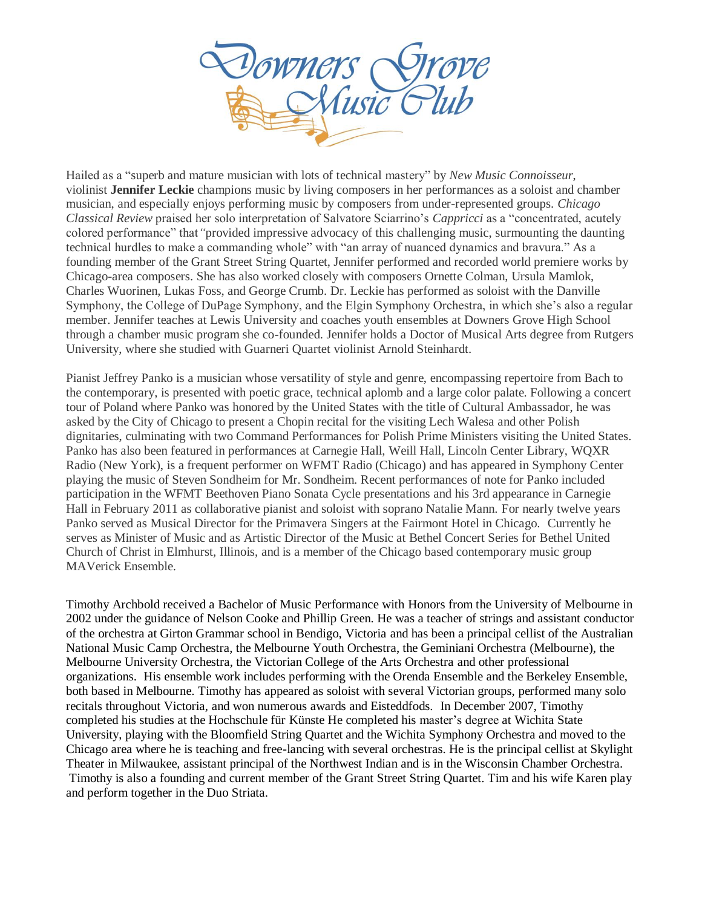Hailed as a "superb and mature musician with lots of technical mastery" by *New Music Connoisseur*, violinist **Jennifer Leckie** champions music by living composers in her performances as a soloist and chamber musician, and especially enjoys performing music by composers from under-represented groups. *Chicago Classical Review* praised her solo interpretation of Salvatore Sciarrino's *Cappricci* as a "concentrated, acutely colored performance" that "provided impressive advocacy of this challenging music, surmounting the daunting technical hurdles to make a commanding whole" with "an array of nuanced dynamics and bravura." As a founding member of the Grant Street String Quartet, Jennifer performed and recorded world premiere works by Chicago-area composers. She has also worked closely with composers Ornette Colman, Ursula Mamlok, Charles Wuorinen, Lukas Foss, and George Crumb. Dr. Leckie has performed as soloist with the Danville Symphony, the College of DuPage Symphony, and the Elgin Symphony Orchestra, in which she's also a regular member. Jennifer teaches at Lewis University and coaches youth ensembles at Downers Grove High School through a chamber music program she co-founded. Jennifer holds a Doctor of Musical Arts degree from Rutgers University, where she studied with Guarneri Quartet violinist Arnold Steinhardt.

Pianist Jeffrey Panko is a musician whose versatility of style and genre, encompassing repertoire from Bach to the contemporary, is presented with poetic grace, technical aplomb and a large color palate. Following a concert tour of Poland where Panko was honored by the United States with the title of Cultural Ambassador, he was asked by the City of Chicago to present a Chopin recital for the visiting Lech Walesa and other Polish dignitaries, culminating with two Command Performances for Polish Prime Ministers visiting the United States. Panko has also been featured in performances at Carnegie Hall, Weill Hall, Lincoln Center Library, WQXR Radio (New York), is a frequent performer on WFMT Radio (Chicago) and has appeared in Symphony Center playing the music of Steven Sondheim for Mr. Sondheim. Recent performances of note for Panko included participation in the WFMT Beethoven Piano Sonata Cycle presentations and his 3rd appearance in Carnegie Hall in February 2011 as collaborative pianist and soloist with soprano Natalie Mann. For nearly twelve years Panko served as Musical Director for the Primavera Singers at the Fairmont Hotel in Chicago. Currently he serves as Minister of Music and as Artistic Director of the Music at Bethel Concert Series for Bethel United Church of Christ in Elmhurst, Illinois, and is a member of the Chicago based contemporary music group MAVerick Ensemble.

Timothy Archbold received a Bachelor of Music Performance with Honors from the University of Melbourne in 2002 under the guidance of Nelson Cooke and Phillip Green. He was a teacher of strings and assistant conductor of the orchestra at Girton Grammar school in Bendigo, Victoria and has been a principal cellist of the Australian National Music Camp Orchestra, the Melbourne Youth Orchestra, the Geminiani Orchestra (Melbourne), the Melbourne University Orchestra, the Victorian College of the Arts Orchestra and other professional organizations. His ensemble work includes performing with the Orenda Ensemble and the Berkeley Ensemble, both based in Melbourne. Timothy has appeared as soloist with several Victorian groups, performed many solo recitals throughout Victoria, and won numerous awards and Eisteddfods. In December 2007, Timothy completed his studies at the Hochschule für Künste He completed his master's degree at Wichita State University, playing with the Bloomfield String Quartet and the Wichita Symphony Orchestra and moved to the Chicago area where he is teaching and free-lancing with several orchestras. He is the principal cellist at Skylight Theater in Milwaukee, assistant principal of the Northwest Indian and is in the Wisconsin Chamber Orchestra. Timothy is also a founding and current member of the Grant Street String Quartet. Tim and his wife Karen play and perform together in the Duo Striata.